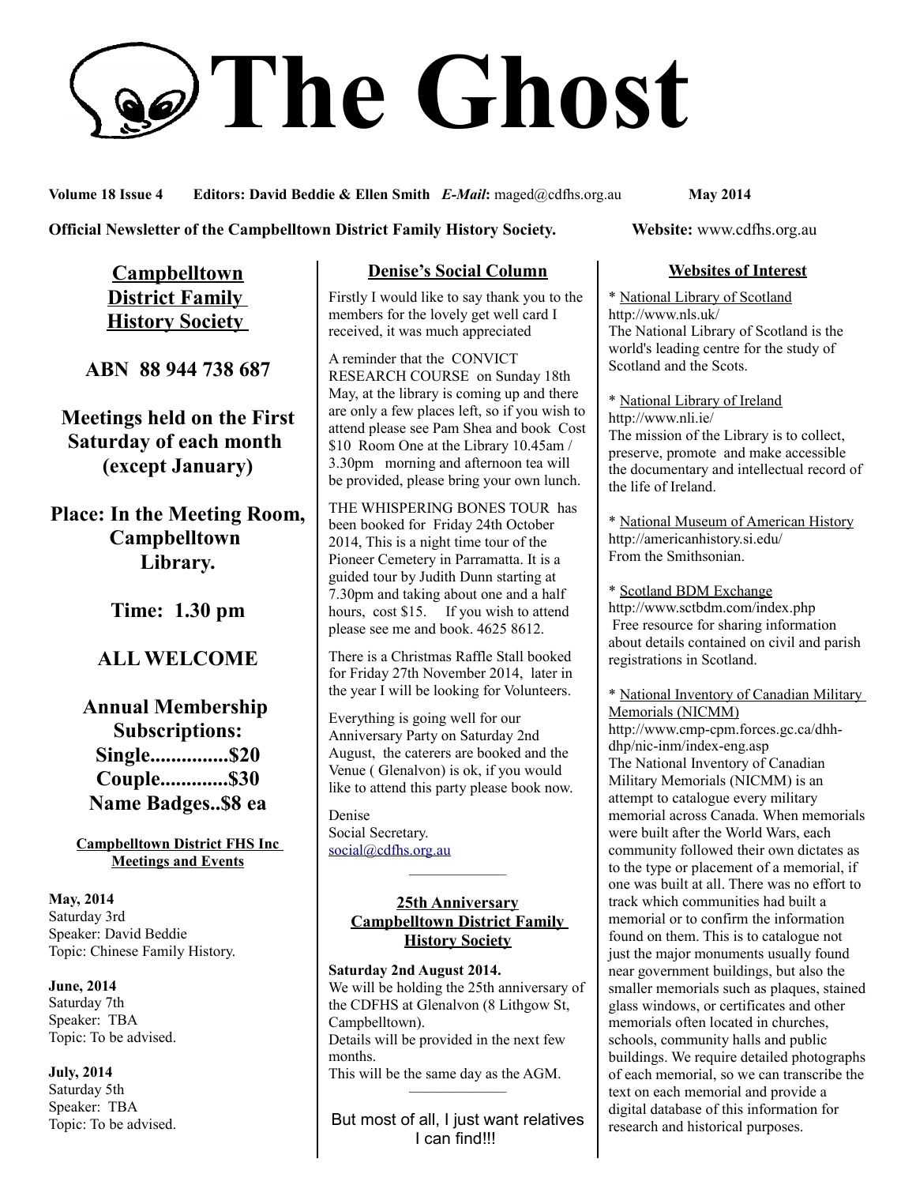# The Ghost

**Volume 18 Issue 4 Editors: David Beddie & Ellen Smith** ***E-Mail*****:** maged@cdfhs.org.au **May 2014**

**Official Newsletter of the Campbelltown District Family History Society. Website:** www.cdfhs.org.au

## Campbelltown District Family History Society

**ABN 88 944 738 687**

**Meetings held on the First Saturday of each month (except January)**

**Place: In the Meeting Room, Campbelltown Library.**

**Time: 1.30 pm**

**ALL WELCOME**

**Annual Membership Subscriptions:**
**Single...............$20**
**Couple.............$30**
**Name Badges..$8 ea**

### Campbelltown District FHS Inc Meetings and Events

**May, 2014**
Saturday 3rd
Speaker: David Beddie
Topic: Chinese Family History.

**June, 2014**
Saturday 7th
Speaker: TBA
Topic: To be advised.

**July, 2014**
Saturday 5th
Speaker: TBA
Topic: To be advised.

## Denise's Social Column

Firstly I would like to say thank you to the members for the lovely get well card I received, it was much appreciated

A reminder that the CONVICT RESEARCH COURSE on Sunday 18th May, at the library is coming up and there are only a few places left, so if you wish to attend please see Pam Shea and book Cost $10 Room One at the Library 10.45am / 3.30pm morning and afternoon tea will be provided, please bring your own lunch.

THE WHISPERING BONES TOUR has been booked for Friday 24th October 2014, This is a night time tour of the Pioneer Cemetery in Parramatta. It is a guided tour by Judith Dunn starting at 7.30pm and taking about one and a half hours, cost $15. If you wish to attend please see me and book. 4625 8612.

There is a Christmas Raffle Stall booked for Friday 27th November 2014, later in the year I will be looking for Volunteers.

Everything is going well for our Anniversary Party on Saturday 2nd August, the caterers are booked and the Venue ( Glenalvon) is ok, if you would like to attend this party please book now.

Denise
Social Secretary.
social@cdfhs.org.au

---

## 25th Anniversary Campbelltown District Family History Society

**Saturday 2nd August 2014.**
We will be holding the 25th anniversary of the CDFHS at Glenalvon (8 Lithgow St, Campbelltown).
Details will be provided in the next few months.
This will be the same day as the AGM.

---

But most of all, I just want relatives I can find!!!

## Websites of Interest

* National Library of Scotland
http://www.nls.uk/
The National Library of Scotland is the world's leading centre for the study of Scotland and the Scots.

* National Library of Ireland
http://www.nli.ie/
The mission of the Library is to collect, preserve, promote and make accessible the documentary and intellectual record of the life of Ireland.

* National Museum of American History
http://americanhistory.si.edu/
From the Smithsonian.

* Scotland BDM Exchange
http://www.sctbdm.com/index.php
Free resource for sharing information about details contained on civil and parish registrations in Scotland.

* National Inventory of Canadian Military Memorials (NICMM)
http://www.cmp-cpm.forces.gc.ca/dhh-dhp/nic-inm/index-eng.asp
The National Inventory of Canadian Military Memorials (NICMM) is an attempt to catalogue every military memorial across Canada. When memorials were built after the World Wars, each community followed their own dictates as to the type or placement of a memorial, if one was built at all. There was no effort to track which communities had built a memorial or to confirm the information found on them. This is to catalogue not just the major monuments usually found near government buildings, but also the smaller memorials such as plaques, stained glass windows, or certificates and other memorials often located in churches, schools, community halls and public buildings. We require detailed photographs of each memorial, so we can transcribe the text on each memorial and provide a digital database of this information for research and historical purposes.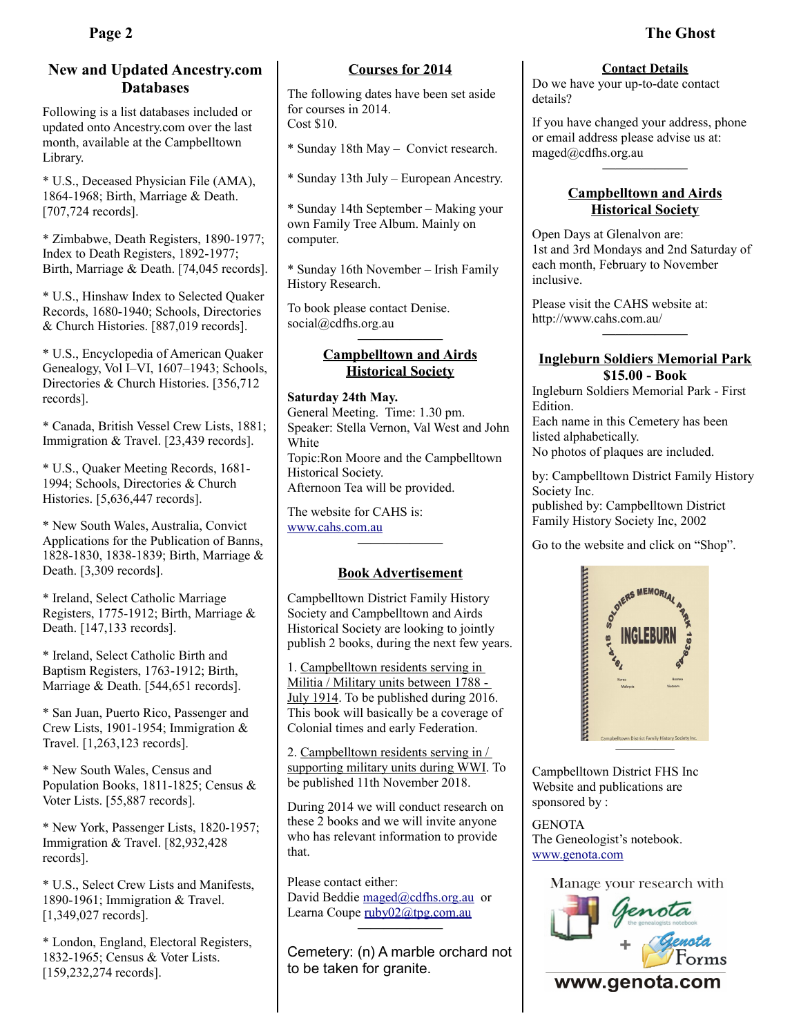## New and Updated Ancestry.com Databases

Following is a list databases included or updated onto Ancestry.com over the last month, available at the Campbelltown Library.

* U.S., Deceased Physician File (AMA), 1864-1968; Birth, Marriage & Death. [707,724 records].

* Zimbabwe, Death Registers, 1890-1977; Index to Death Registers, 1892-1977; Birth, Marriage & Death. [74,045 records].

* U.S., Hinshaw Index to Selected Quaker Records, 1680-1940; Schools, Directories & Church Histories. [887,019 records].

* U.S., Encyclopedia of American Quaker Genealogy, Vol I–VI, 1607–1943; Schools, Directories & Church Histories. [356,712 records].

* Canada, British Vessel Crew Lists, 1881; Immigration & Travel. [23,439 records].

* U.S., Quaker Meeting Records, 1681-1994; Schools, Directories & Church Histories. [5,636,447 records].

* New South Wales, Australia, Convict Applications for the Publication of Banns, 1828-1830, 1838-1839; Birth, Marriage & Death. [3,309 records].

* Ireland, Select Catholic Marriage Registers, 1775-1912; Birth, Marriage & Death. [147,133 records].

* Ireland, Select Catholic Birth and Baptism Registers, 1763-1912; Birth, Marriage & Death. [544,651 records].

* San Juan, Puerto Rico, Passenger and Crew Lists, 1901-1954; Immigration & Travel. [1,263,123 records].

* New South Wales, Census and Population Books, 1811-1825; Census & Voter Lists. [55,887 records].

* New York, Passenger Lists, 1820-1957; Immigration & Travel. [82,932,428 records].

* U.S., Select Crew Lists and Manifests, 1890-1961; Immigration & Travel. [1,349,027 records].

* London, England, Electoral Registers, 1832-1965; Census & Voter Lists. [159,232,274 records].

## Courses for 2014

The following dates have been set aside for courses in 2014.
Cost $10.

* Sunday 18th May – Convict research.

* Sunday 13th July – European Ancestry.

* Sunday 14th September – Making your own Family Tree Album. Mainly on computer.

* Sunday 16th November – Irish Family History Research.

To book please contact Denise.
social@cdfhs.org.au

## Campbelltown and Airds Historical Society

**Saturday 24th May.**
General Meeting. Time: 1.30 pm.
Speaker: Stella Vernon, Val West and John White
Topic:Ron Moore and the Campbelltown Historical Society.
Afternoon Tea will be provided.

The website for CAHS is:
www.cahs.com.au

## Book Advertisement

Campbelltown District Family History Society and Campbelltown and Airds Historical Society are looking to jointly publish 2 books, during the next few years.

1. Campbelltown residents serving in Militia / Military units between 1788 - July 1914. To be published during 2016. This book will basically be a coverage of Colonial times and early Federation.

2. Campbelltown residents serving in / supporting military units during WWI. To be published 11th November 2018.

During 2014 we will conduct research on these 2 books and we will invite anyone who has relevant information to provide that.

Please contact either:
David Beddie maged@cdfhs.org.au or
Learna Coupe ruby02@tpg.com.au

Cemetery: (n) A marble orchard not to be taken for granite.

## Contact Details

Do we have your up-to-date contact details?

If you have changed your address, phone or email address please advise us at: maged@cdfhs.org.au

## Campbelltown and Airds Historical Society

Open Days at Glenalvon are:
1st and 3rd Mondays and 2nd Saturday of each month, February to November inclusive.

Please visit the CAHS website at:
http://www.cahs.com.au/

## Ingleburn Soldiers Memorial Park

**$15.00 - Book**

Ingleburn Soldiers Memorial Park - First Edition.
Each name in this Cemetery has been listed alphabetically.
No photos of plaques are included.

by: Campbelltown District Family History Society Inc.
published by: Campbelltown District Family History Society Inc, 2002

Go to the website and click on "Shop".

Campbelltown District FHS Inc Website and publications are sponsored by :

GENOTA
The Geneologist's notebook.
www.genota.com

Manage your research with Genota + Genota Forms
www.genota.com